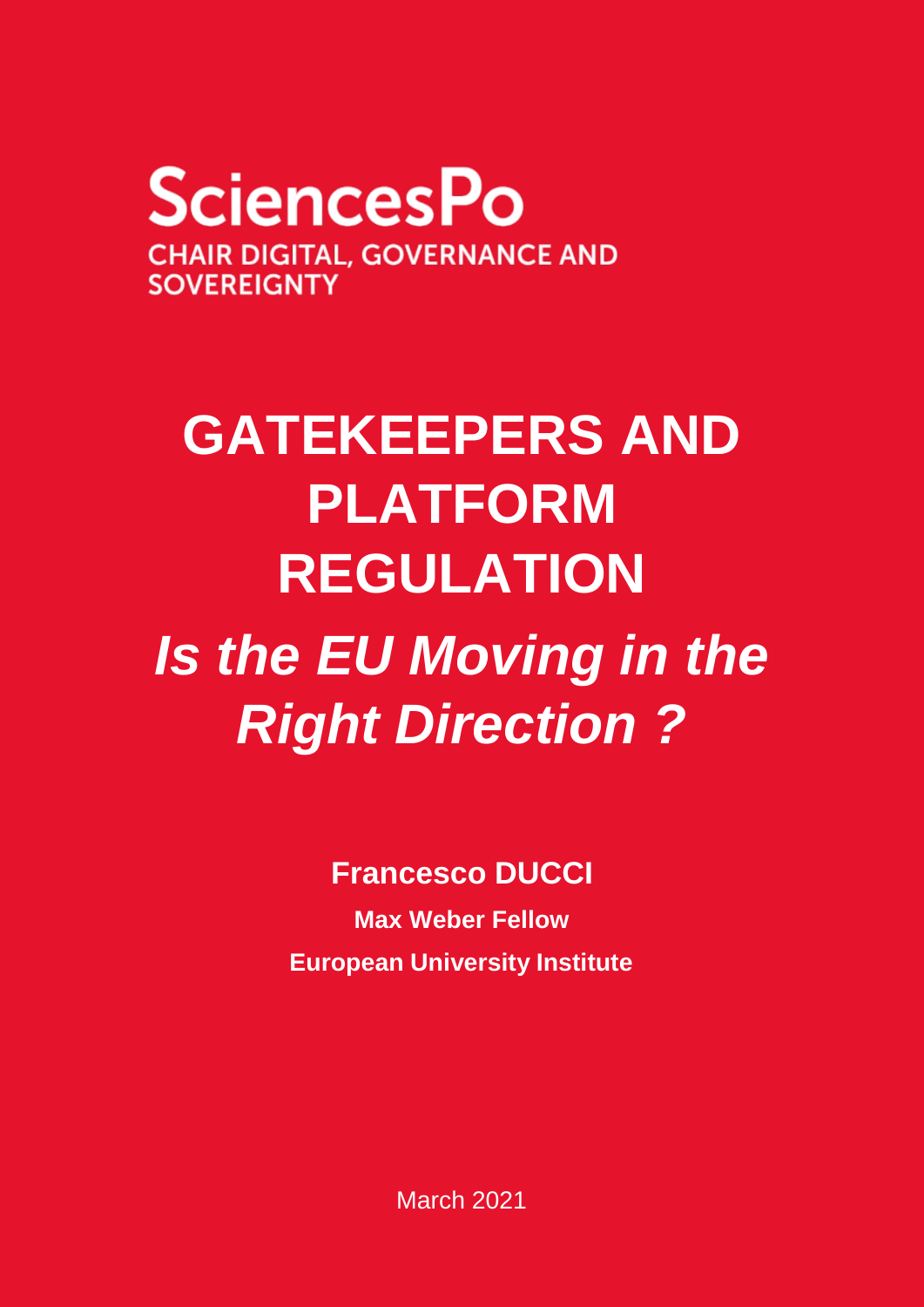SciencesPo

CHAIR DIGITAL, GOVERNANCE AND SOVEREIGNTY

# GATEKEEPERS AND PLATFORM REGULATION

## *Is the EU Moving in the Right Direction ?*

**Francesco DUCCI**

**Max Weber Fellow**

**European University Institute**

March 2021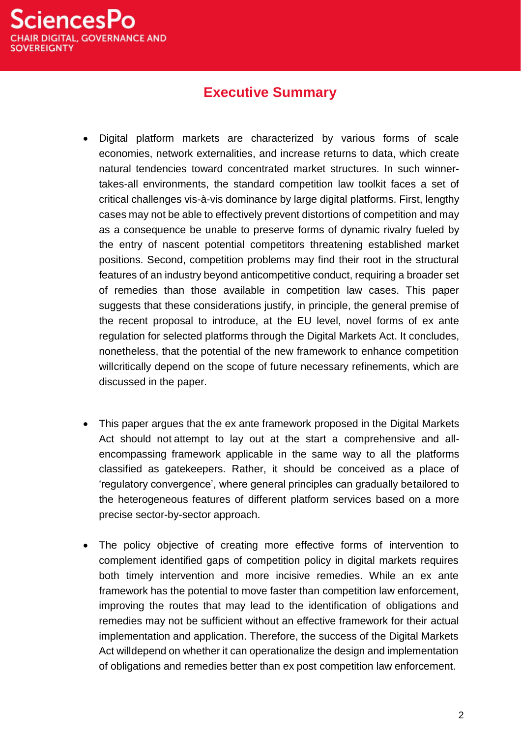# Executive Summary

- Digital platform markets are characterized by various forms of scale economies, network externalities, and increase returns to data, which create natural tendencies toward concentrated market structures. In such winner-takes-all environments, the standard competition law toolkit faces a set of critical challenges vis-à-vis dominance by large digital platforms. First, lengthy cases may not be able to effectively prevent distortions of competition and may as a consequence be unable to preserve forms of dynamic rivalry fueled by the entry of nascent potential competitors threatening established market positions. Second, competition problems may find their root in the structural features of an industry beyond anticompetitive conduct, requiring a broader set of remedies than those available in competition law cases. This paper suggests that these considerations justify, in principle, the general premise of the recent proposal to introduce, at the EU level, novel forms of ex ante regulation for selected platforms through the Digital Markets Act. It concludes, nonetheless, that the potential of the new framework to enhance competition willcritically depend on the scope of future necessary refinements, which are discussed in the paper.

- This paper argues that the ex ante framework proposed in the Digital Markets Act should not attempt to lay out at the start a comprehensive and all-encompassing framework applicable in the same way to all the platforms classified as gatekeepers. Rather, it should be conceived as a place of 'regulatory convergence', where general principles can gradually betailored to the heterogeneous features of different platform services based on a more precise sector-by-sector approach.

- The policy objective of creating more effective forms of intervention to complement identified gaps of competition policy in digital markets requires both timely intervention and more incisive remedies. While an ex ante framework has the potential to move faster than competition law enforcement, improving the routes that may lead to the identification of obligations and remedies may not be sufficient without an effective framework for their actual implementation and application. Therefore, the success of the Digital Markets Act willdepend on whether it can operationalize the design and implementation of obligations and remedies better than ex post competition law enforcement.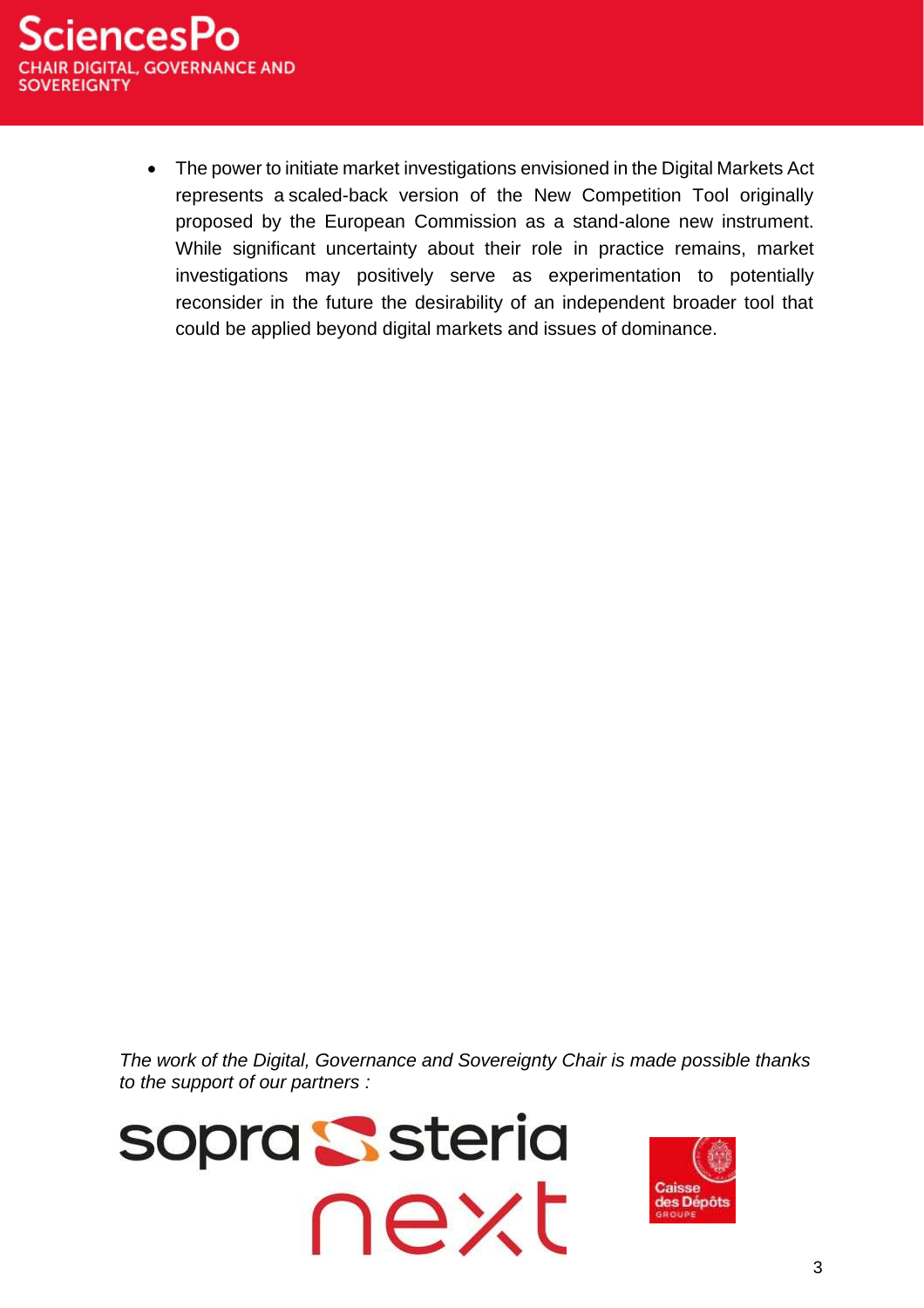- The power to initiate market investigations envisioned in the Digital Markets Act represents a scaled-back version of the New Competition Tool originally proposed by the European Commission as a stand-alone new instrument. While significant uncertainty about their role in practice remains, market investigations may positively serve as experimentation to potentially reconsider in the future the desirability of an independent broader tool that could be applied beyond digital markets and issues of dominance.

*The work of the Digital, Governance and Sovereignty Chair is made possible thanks to the support of our partners :*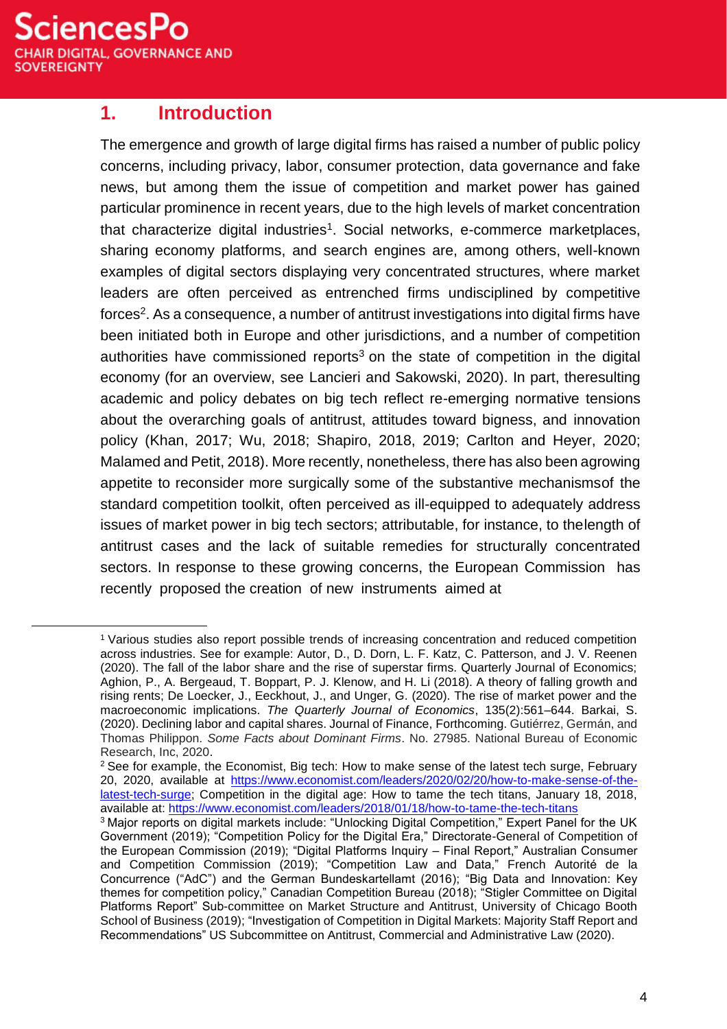# 1. Introduction

The emergence and growth of large digital firms has raised a number of public policy concerns, including privacy, labor, consumer protection, data governance and fake news, but among them the issue of competition and market power has gained particular prominence in recent years, due to the high levels of market concentration that characterize digital industries[1]. Social networks, e-commerce marketplaces, sharing economy platforms, and search engines are, among others, well-known examples of digital sectors displaying very concentrated structures, where market leaders are often perceived as entrenched firms undisciplined by competitive forces[2]. As a consequence, a number of antitrust investigations into digital firms have been initiated both in Europe and other jurisdictions, and a number of competition authorities have commissioned reports[3] on the state of competition in the digital economy (for an overview, see Lancieri and Sakowski, 2020). In part, theresulting academic and policy debates on big tech reflect re-emerging normative tensions about the overarching goals of antitrust, attitudes toward bigness, and innovation policy (Khan, 2017; Wu, 2018; Shapiro, 2018, 2019; Carlton and Heyer, 2020; Malamed and Petit, 2018). More recently, nonetheless, there has also been agrowing appetite to reconsider more surgically some of the substantive mechanismsof the standard competition toolkit, often perceived as ill-equipped to adequately address issues of market power in big tech sectors; attributable, for instance, to thelength of antitrust cases and the lack of suitable remedies for structurally concentrated sectors. In response to these growing concerns, the European Commission has recently proposed the creation of new instruments aimed at

---

[1] Various studies also report possible trends of increasing concentration and reduced competition across industries. See for example: Autor, D., D. Dorn, L. F. Katz, C. Patterson, and J. V. Reenen (2020). The fall of the labor share and the rise of superstar firms. Quarterly Journal of Economics; Aghion, P., A. Bergeaud, T. Boppart, P. J. Klenow, and H. Li (2018). A theory of falling growth and rising rents; De Loecker, J., Eeckhout, J., and Unger, G. (2020). The rise of market power and the macroeconomic implications. *The Quarterly Journal of Economics*, 135(2):561–644. Barkai, S. (2020). Declining labor and capital shares. Journal of Finance, Forthcoming. Gutiérrez, Germán, and Thomas Philippon. *Some Facts about Dominant Firms*. No. 27985. National Bureau of Economic Research, Inc, 2020.

[2] See for example, the Economist, Big tech: How to make sense of the latest tech surge, February 20, 2020, available at https://www.economist.com/leaders/2020/02/20/how-to-make-sense-of-the-latest-tech-surge; Competition in the digital age: How to tame the tech titans, January 18, 2018, available at: https://www.economist.com/leaders/2018/01/18/how-to-tame-the-tech-titans

[3] Major reports on digital markets include: "Unlocking Digital Competition," Expert Panel for the UK Government (2019); "Competition Policy for the Digital Era," Directorate-General of Competition of the European Commission (2019); "Digital Platforms Inquiry – Final Report," Australian Consumer and Competition Commission (2019); "Competition Law and Data," French Autorité de la Concurrence ("AdC") and the German Bundeskartellamt (2016); "Big Data and Innovation: Key themes for competition policy," Canadian Competition Bureau (2018); "Stigler Committee on Digital Platforms Report" Sub-committee on Market Structure and Antitrust, University of Chicago Booth School of Business (2019); "Investigation of Competition in Digital Markets: Majority Staff Report and Recommendations" US Subcommittee on Antitrust, Commercial and Administrative Law (2020).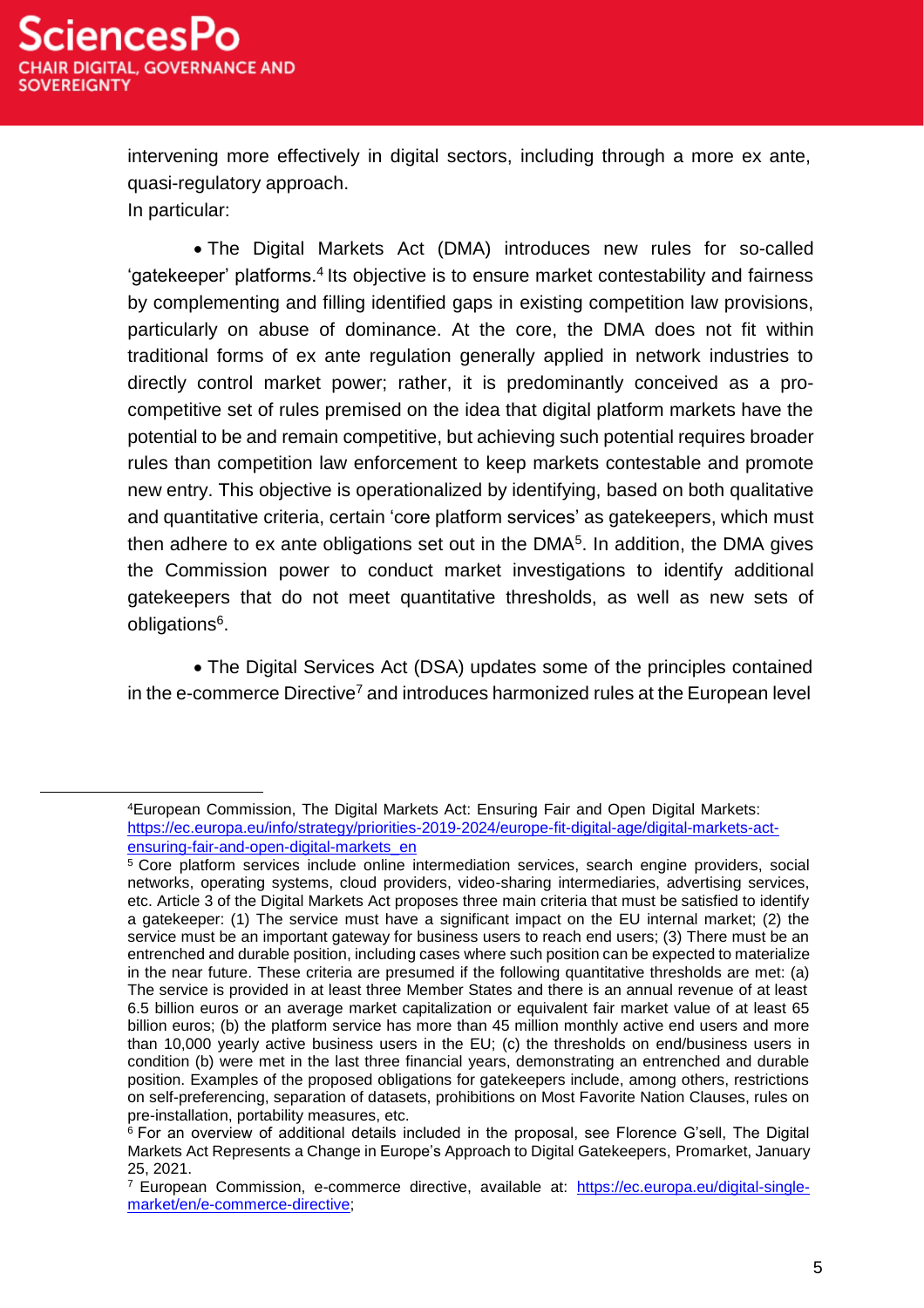intervening more effectively in digital sectors, including through a more ex ante, quasi-regulatory approach.

In particular:

- The Digital Markets Act (DMA) introduces new rules for so-called 'gatekeeper' platforms.[4] Its objective is to ensure market contestability and fairness by complementing and filling identified gaps in existing competition law provisions, particularly on abuse of dominance. At the core, the DMA does not fit within traditional forms of ex ante regulation generally applied in network industries to directly control market power; rather, it is predominantly conceived as a pro-competitive set of rules premised on the idea that digital platform markets have the potential to be and remain competitive, but achieving such potential requires broader rules than competition law enforcement to keep markets contestable and promote new entry. This objective is operationalized by identifying, based on both qualitative and quantitative criteria, certain 'core platform services' as gatekeepers, which must then adhere to ex ante obligations set out in the DMA[5]. In addition, the DMA gives the Commission power to conduct market investigations to identify additional gatekeepers that do not meet quantitative thresholds, as well as new sets of obligations[6].

- The Digital Services Act (DSA) updates some of the principles contained in the e-commerce Directive[7] and introduces harmonized rules at the European level

---

[4] European Commission, The Digital Markets Act: Ensuring Fair and Open Digital Markets: https://ec.europa.eu/info/strategy/priorities-2019-2024/europe-fit-digital-age/digital-markets-act-ensuring-fair-and-open-digital-markets_en

[5] Core platform services include online intermediation services, search engine providers, social networks, operating systems, cloud providers, video-sharing intermediaries, advertising services, etc. Article 3 of the Digital Markets Act proposes three main criteria that must be satisfied to identify a gatekeeper: (1) The service must have a significant impact on the EU internal market; (2) the service must be an important gateway for business users to reach end users; (3) There must be an entrenched and durable position, including cases where such position can be expected to materialize in the near future. These criteria are presumed if the following quantitative thresholds are met: (a) The service is provided in at least three Member States and there is an annual revenue of at least 6.5 billion euros or an average market capitalization or equivalent fair market value of at least 65 billion euros; (b) the platform service has more than 45 million monthly active end users and more than 10,000 yearly active business users in the EU; (c) the thresholds on end/business users in condition (b) were met in the last three financial years, demonstrating an entrenched and durable position. Examples of the proposed obligations for gatekeepers include, among others, restrictions on self-preferencing, separation of datasets, prohibitions on Most Favorite Nation Clauses, rules on pre-installation, portability measures, etc.

[6] For an overview of additional details included in the proposal, see Florence G'sell, The Digital Markets Act Represents a Change in Europe's Approach to Digital Gatekeepers, Promarket, January 25, 2021.

[7] European Commission, e-commerce directive, available at: https://ec.europa.eu/digital-single-market/en/e-commerce-directive;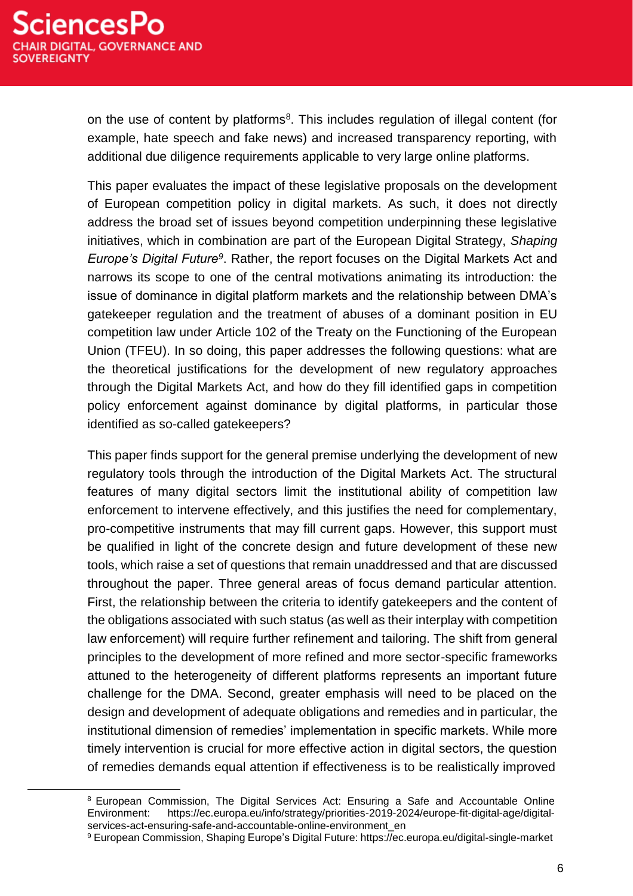on the use of content by platforms[8]. This includes regulation of illegal content (for example, hate speech and fake news) and increased transparency reporting, with additional due diligence requirements applicable to very large online platforms.

This paper evaluates the impact of these legislative proposals on the development of European competition policy in digital markets. As such, it does not directly address the broad set of issues beyond competition underpinning these legislative initiatives, which in combination are part of the European Digital Strategy, *Shaping Europe's Digital Future*[9]. Rather, the report focuses on the Digital Markets Act and narrows its scope to one of the central motivations animating its introduction: the issue of dominance in digital platform markets and the relationship between DMA's gatekeeper regulation and the treatment of abuses of a dominant position in EU competition law under Article 102 of the Treaty on the Functioning of the European Union (TFEU). In so doing, this paper addresses the following questions: what are the theoretical justifications for the development of new regulatory approaches through the Digital Markets Act, and how do they fill identified gaps in competition policy enforcement against dominance by digital platforms, in particular those identified as so-called gatekeepers?

This paper finds support for the general premise underlying the development of new regulatory tools through the introduction of the Digital Markets Act. The structural features of many digital sectors limit the institutional ability of competition law enforcement to intervene effectively, and this justifies the need for complementary, pro-competitive instruments that may fill current gaps. However, this support must be qualified in light of the concrete design and future development of these new tools, which raise a set of questions that remain unaddressed and that are discussed throughout the paper. Three general areas of focus demand particular attention. First, the relationship between the criteria to identify gatekeepers and the content of the obligations associated with such status (as well as their interplay with competition law enforcement) will require further refinement and tailoring. The shift from general principles to the development of more refined and more sector-specific frameworks attuned to the heterogeneity of different platforms represents an important future challenge for the DMA. Second, greater emphasis will need to be placed on the design and development of adequate obligations and remedies and in particular, the institutional dimension of remedies' implementation in specific markets. While more timely intervention is crucial for more effective action in digital sectors, the question of remedies demands equal attention if effectiveness is to be realistically improved

[8] European Commission, The Digital Services Act: Ensuring a Safe and Accountable Online Environment: https://ec.europa.eu/info/strategy/priorities-2019-2024/europe-fit-digital-age/digital-services-act-ensuring-safe-and-accountable-online-environment_en

[9] European Commission, Shaping Europe's Digital Future: https://ec.europa.eu/digital-single-market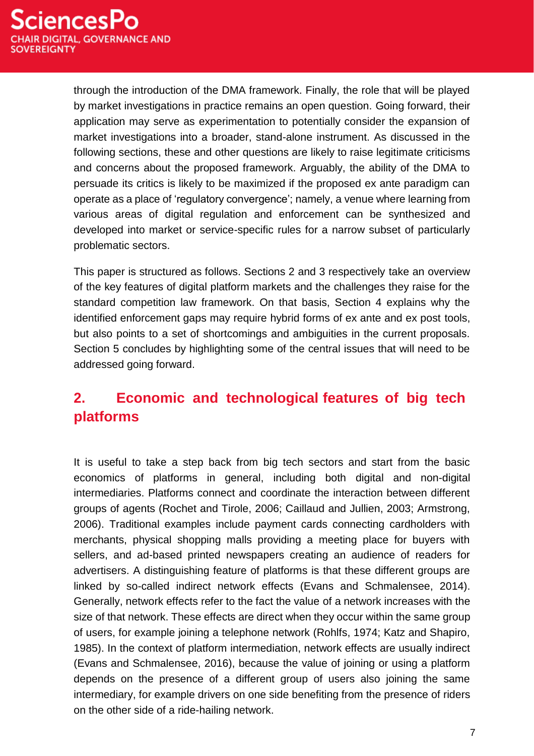through the introduction of the DMA framework. Finally, the role that will be played by market investigations in practice remains an open question. Going forward, their application may serve as experimentation to potentially consider the expansion of market investigations into a broader, stand-alone instrument. As discussed in the following sections, these and other questions are likely to raise legitimate criticisms and concerns about the proposed framework. Arguably, the ability of the DMA to persuade its critics is likely to be maximized if the proposed ex ante paradigm can operate as a place of 'regulatory convergence'; namely, a venue where learning from various areas of digital regulation and enforcement can be synthesized and developed into market or service-specific rules for a narrow subset of particularly problematic sectors.

This paper is structured as follows. Sections 2 and 3 respectively take an overview of the key features of digital platform markets and the challenges they raise for the standard competition law framework. On that basis, Section 4 explains why the identified enforcement gaps may require hybrid forms of ex ante and ex post tools, but also points to a set of shortcomings and ambiguities in the current proposals. Section 5 concludes by highlighting some of the central issues that will need to be addressed going forward.

## 2. Economic and technological features of big tech platforms

It is useful to take a step back from big tech sectors and start from the basic economics of platforms in general, including both digital and non-digital intermediaries. Platforms connect and coordinate the interaction between different groups of agents (Rochet and Tirole, 2006; Caillaud and Jullien, 2003; Armstrong, 2006). Traditional examples include payment cards connecting cardholders with merchants, physical shopping malls providing a meeting place for buyers with sellers, and ad-based printed newspapers creating an audience of readers for advertisers. A distinguishing feature of platforms is that these different groups are linked by so-called indirect network effects (Evans and Schmalensee, 2014). Generally, network effects refer to the fact the value of a network increases with the size of that network. These effects are direct when they occur within the same group of users, for example joining a telephone network (Rohlfs, 1974; Katz and Shapiro, 1985). In the context of platform intermediation, network effects are usually indirect (Evans and Schmalensee, 2016), because the value of joining or using a platform depends on the presence of a different group of users also joining the same intermediary, for example drivers on one side benefiting from the presence of riders on the other side of a ride-hailing network.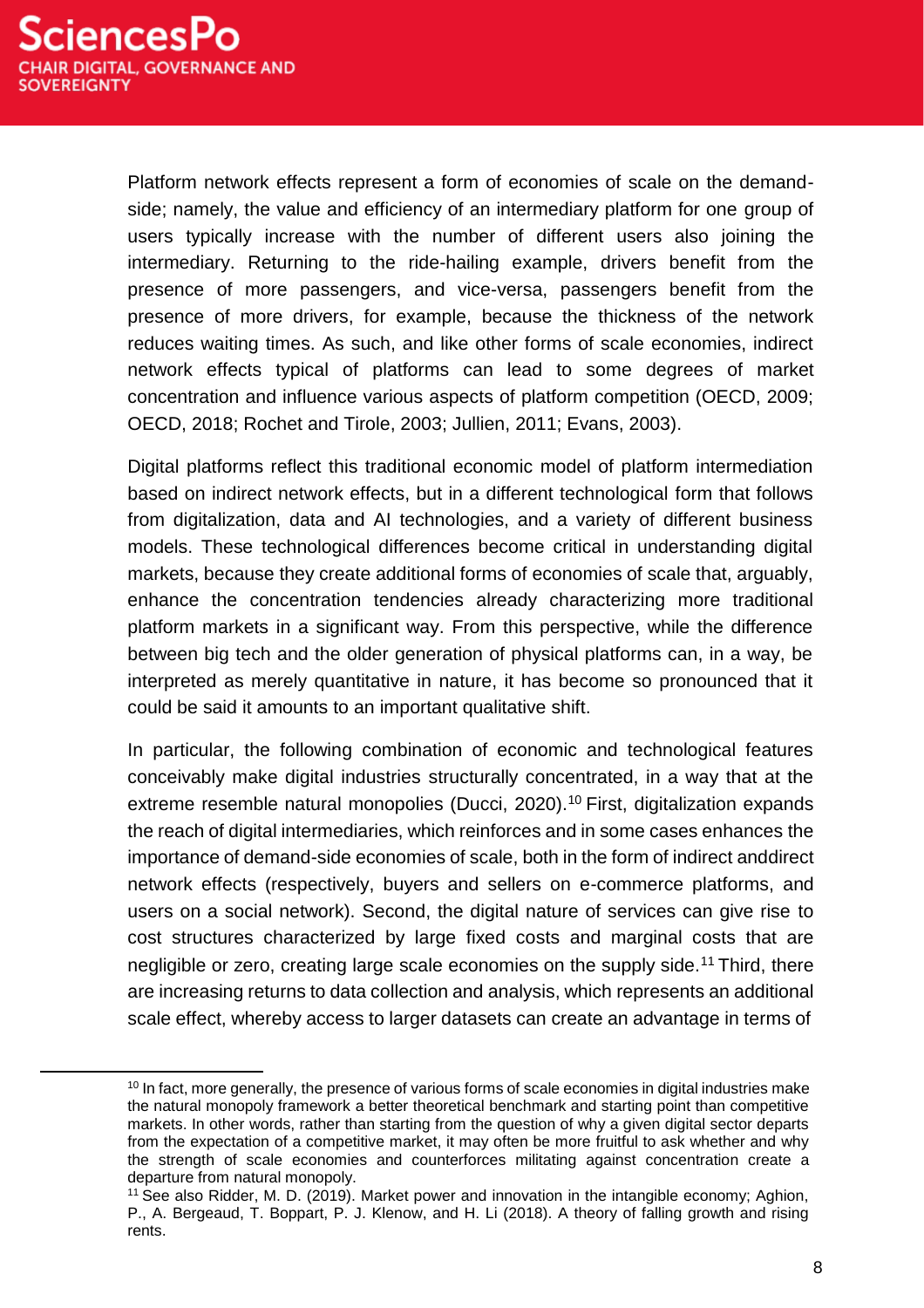Platform network effects represent a form of economies of scale on the demand-side; namely, the value and efficiency of an intermediary platform for one group of users typically increase with the number of different users also joining the intermediary. Returning to the ride-hailing example, drivers benefit from the presence of more passengers, and vice-versa, passengers benefit from the presence of more drivers, for example, because the thickness of the network reduces waiting times. As such, and like other forms of scale economies, indirect network effects typical of platforms can lead to some degrees of market concentration and influence various aspects of platform competition (OECD, 2009; OECD, 2018; Rochet and Tirole, 2003; Jullien, 2011; Evans, 2003).

Digital platforms reflect this traditional economic model of platform intermediation based on indirect network effects, but in a different technological form that follows from digitalization, data and AI technologies, and a variety of different business models. These technological differences become critical in understanding digital markets, because they create additional forms of economies of scale that, arguably, enhance the concentration tendencies already characterizing more traditional platform markets in a significant way. From this perspective, while the difference between big tech and the older generation of physical platforms can, in a way, be interpreted as merely quantitative in nature, it has become so pronounced that it could be said it amounts to an important qualitative shift.

In particular, the following combination of economic and technological features conceivably make digital industries structurally concentrated, in a way that at the extreme resemble natural monopolies (Ducci, 2020).[10] First, digitalization expands the reach of digital intermediaries, which reinforces and in some cases enhances the importance of demand-side economies of scale, both in the form of indirect anddirect network effects (respectively, buyers and sellers on e-commerce platforms, and users on a social network). Second, the digital nature of services can give rise to cost structures characterized by large fixed costs and marginal costs that are negligible or zero, creating large scale economies on the supply side.[11] Third, there are increasing returns to data collection and analysis, which represents an additional scale effect, whereby access to larger datasets can create an advantage in terms of

[10] In fact, more generally, the presence of various forms of scale economies in digital industries make the natural monopoly framework a better theoretical benchmark and starting point than competitive markets. In other words, rather than starting from the question of why a given digital sector departs from the expectation of a competitive market, it may often be more fruitful to ask whether and why the strength of scale economies and counterforces militating against concentration create a departure from natural monopoly.

[11] See also Ridder, M. D. (2019). Market power and innovation in the intangible economy; Aghion, P., A. Bergeaud, T. Boppart, P. J. Klenow, and H. Li (2018). A theory of falling growth and rising rents.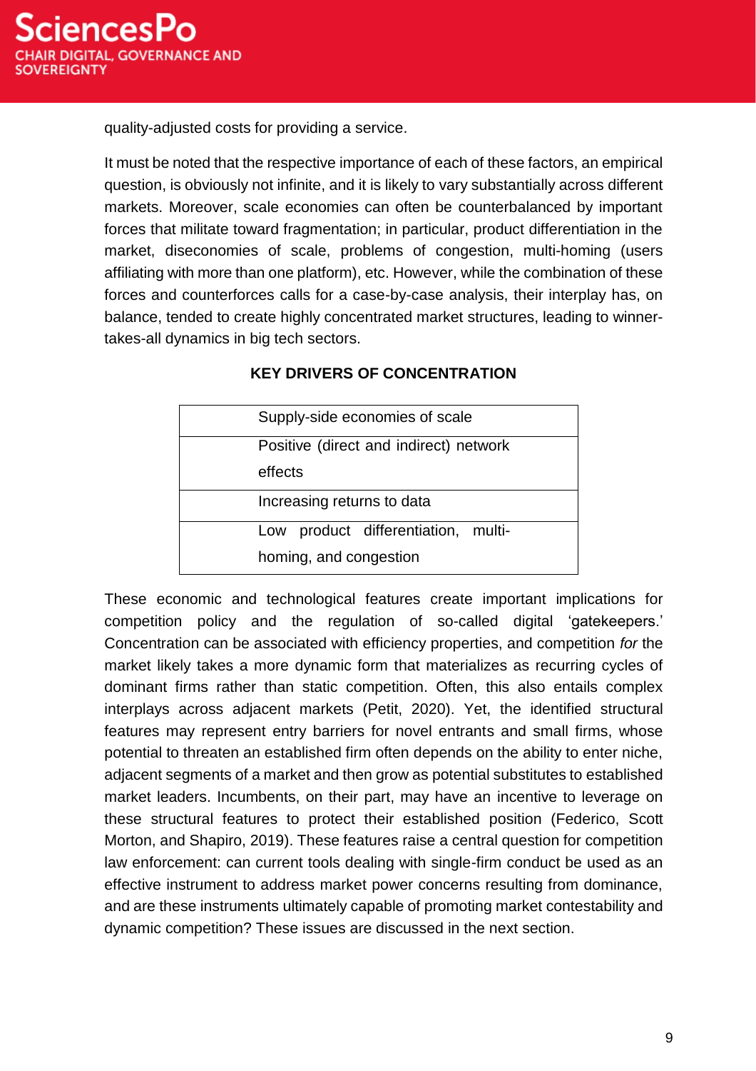quality-adjusted costs for providing a service.

It must be noted that the respective importance of each of these factors, an empirical question, is obviously not infinite, and it is likely to vary substantially across different markets. Moreover, scale economies can often be counterbalanced by important forces that militate toward fragmentation; in particular, product differentiation in the market, diseconomies of scale, problems of congestion, multi-homing (users affiliating with more than one platform), etc. However, while the combination of these forces and counterforces calls for a case-by-case analysis, their interplay has, on balance, tended to create highly concentrated market structures, leading to winner-takes-all dynamics in big tech sectors.

**KEY DRIVERS OF CONCENTRATION**

| KEY DRIVERS OF CONCENTRATION |
| --- |
| Supply-side economies of scale |
| Positive (direct and indirect) network effects |
| Increasing returns to data |
| Low product differentiation, multi-homing, and congestion |

These economic and technological features create important implications for competition policy and the regulation of so-called digital 'gatekeepers.' Concentration can be associated with efficiency properties, and competition *for* the market likely takes a more dynamic form that materializes as recurring cycles of dominant firms rather than static competition. Often, this also entails complex interplays across adjacent markets (Petit, 2020). Yet, the identified structural features may represent entry barriers for novel entrants and small firms, whose potential to threaten an established firm often depends on the ability to enter niche, adjacent segments of a market and then grow as potential substitutes to established market leaders. Incumbents, on their part, may have an incentive to leverage on these structural features to protect their established position (Federico, Scott Morton, and Shapiro, 2019). These features raise a central question for competition law enforcement: can current tools dealing with single-firm conduct be used as an effective instrument to address market power concerns resulting from dominance, and are these instruments ultimately capable of promoting market contestability and dynamic competition? These issues are discussed in the next section.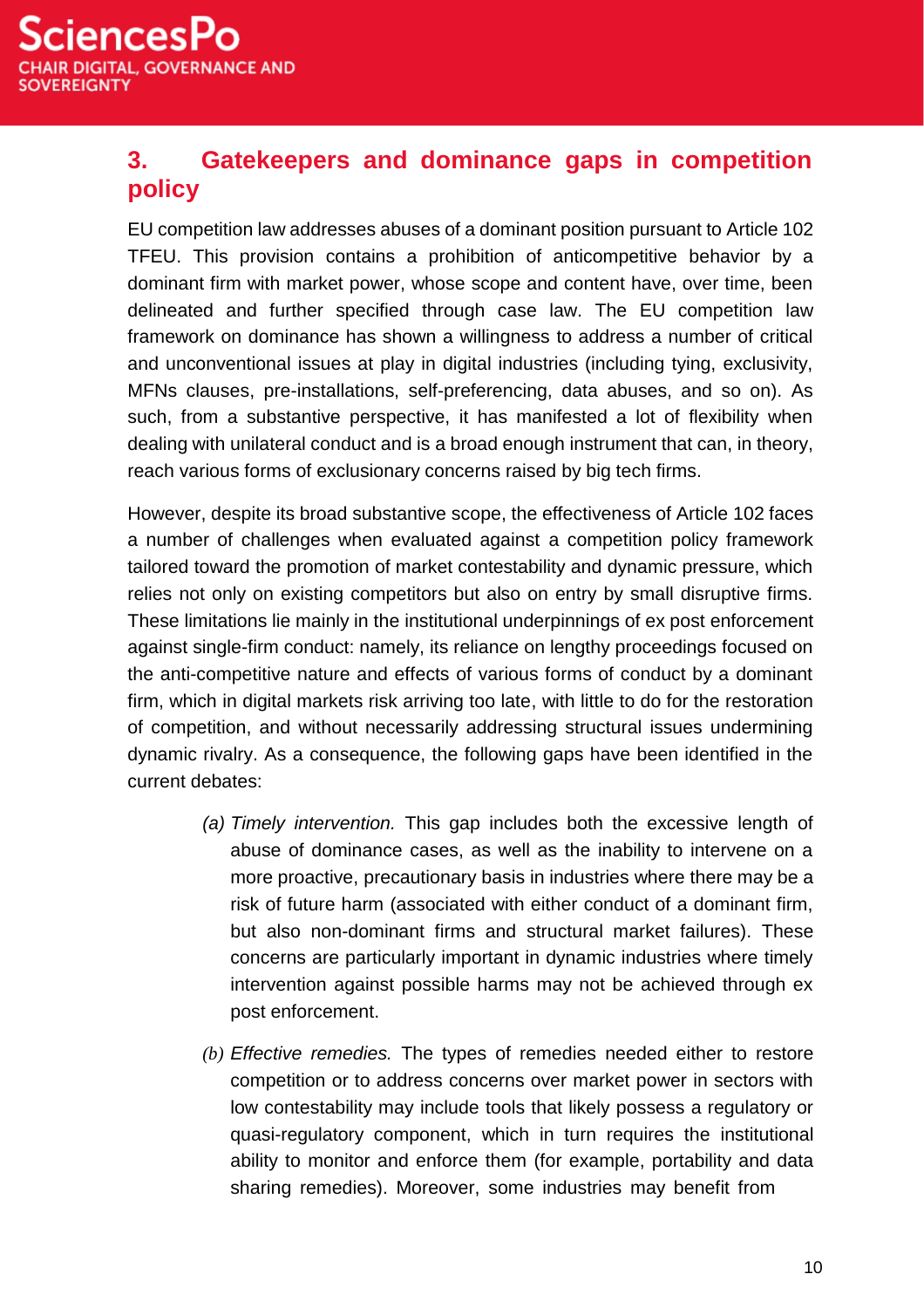## 3. Gatekeepers and dominance gaps in competition policy

EU competition law addresses abuses of a dominant position pursuant to Article 102 TFEU. This provision contains a prohibition of anticompetitive behavior by a dominant firm with market power, whose scope and content have, over time, been delineated and further specified through case law. The EU competition law framework on dominance has shown a willingness to address a number of critical and unconventional issues at play in digital industries (including tying, exclusivity, MFNs clauses, pre-installations, self-preferencing, data abuses, and so on). As such, from a substantive perspective, it has manifested a lot of flexibility when dealing with unilateral conduct and is a broad enough instrument that can, in theory, reach various forms of exclusionary concerns raised by big tech firms.

However, despite its broad substantive scope, the effectiveness of Article 102 faces a number of challenges when evaluated against a competition policy framework tailored toward the promotion of market contestability and dynamic pressure, which relies not only on existing competitors but also on entry by small disruptive firms. These limitations lie mainly in the institutional underpinnings of ex post enforcement against single-firm conduct: namely, its reliance on lengthy proceedings focused on the anti-competitive nature and effects of various forms of conduct by a dominant firm, which in digital markets risk arriving too late, with little to do for the restoration of competition, and without necessarily addressing structural issues undermining dynamic rivalry. As a consequence, the following gaps have been identified in the current debates:

(a) *Timely intervention.* This gap includes both the excessive length of abuse of dominance cases, as well as the inability to intervene on a more proactive, precautionary basis in industries where there may be a risk of future harm (associated with either conduct of a dominant firm, but also non-dominant firms and structural market failures). These concerns are particularly important in dynamic industries where timely intervention against possible harms may not be achieved through ex post enforcement.

(b) *Effective remedies.* The types of remedies needed either to restore competition or to address concerns over market power in sectors with low contestability may include tools that likely possess a regulatory or quasi-regulatory component, which in turn requires the institutional ability to monitor and enforce them (for example, portability and data sharing remedies). Moreover, some industries may benefit from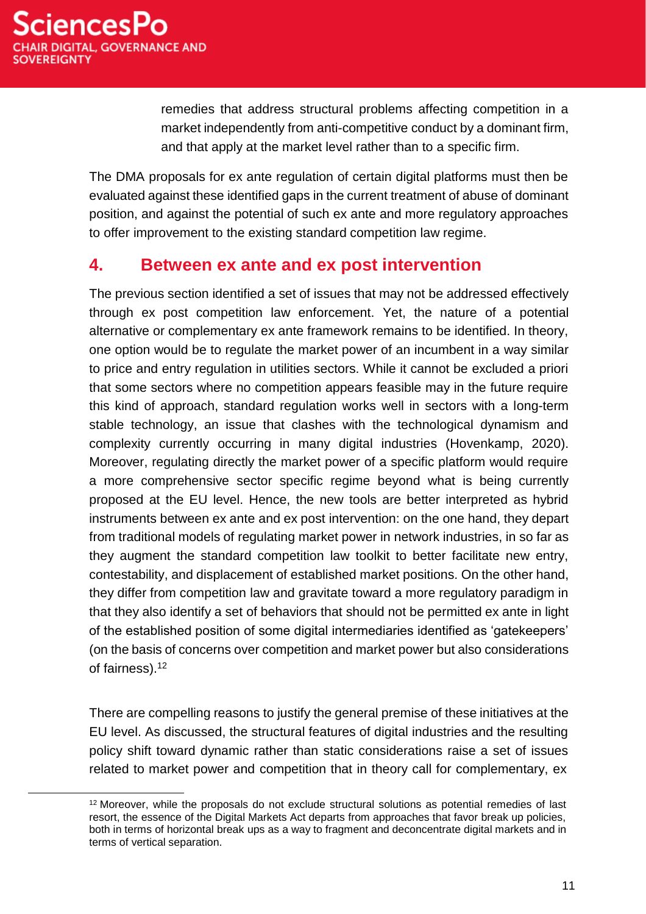remedies that address structural problems affecting competition in a market independently from anti-competitive conduct by a dominant firm, and that apply at the market level rather than to a specific firm.

The DMA proposals for ex ante regulation of certain digital platforms must then be evaluated against these identified gaps in the current treatment of abuse of dominant position, and against the potential of such ex ante and more regulatory approaches to offer improvement to the existing standard competition law regime.

## 4. Between ex ante and ex post intervention

The previous section identified a set of issues that may not be addressed effectively through ex post competition law enforcement. Yet, the nature of a potential alternative or complementary ex ante framework remains to be identified. In theory, one option would be to regulate the market power of an incumbent in a way similar to price and entry regulation in utilities sectors. While it cannot be excluded a priori that some sectors where no competition appears feasible may in the future require this kind of approach, standard regulation works well in sectors with a long-term stable technology, an issue that clashes with the technological dynamism and complexity currently occurring in many digital industries (Hovenkamp, 2020). Moreover, regulating directly the market power of a specific platform would require a more comprehensive sector specific regime beyond what is being currently proposed at the EU level. Hence, the new tools are better interpreted as hybrid instruments between ex ante and ex post intervention: on the one hand, they depart from traditional models of regulating market power in network industries, in so far as they augment the standard competition law toolkit to better facilitate new entry, contestability, and displacement of established market positions. On the other hand, they differ from competition law and gravitate toward a more regulatory paradigm in that they also identify a set of behaviors that should not be permitted ex ante in light of the established position of some digital intermediaries identified as 'gatekeepers' (on the basis of concerns over competition and market power but also considerations of fairness).[12]

There are compelling reasons to justify the general premise of these initiatives at the EU level. As discussed, the structural features of digital industries and the resulting policy shift toward dynamic rather than static considerations raise a set of issues related to market power and competition that in theory call for complementary, ex

[12] Moreover, while the proposals do not exclude structural solutions as potential remedies of last resort, the essence of the Digital Markets Act departs from approaches that favor break up policies, both in terms of horizontal break ups as a way to fragment and deconcentrate digital markets and in terms of vertical separation.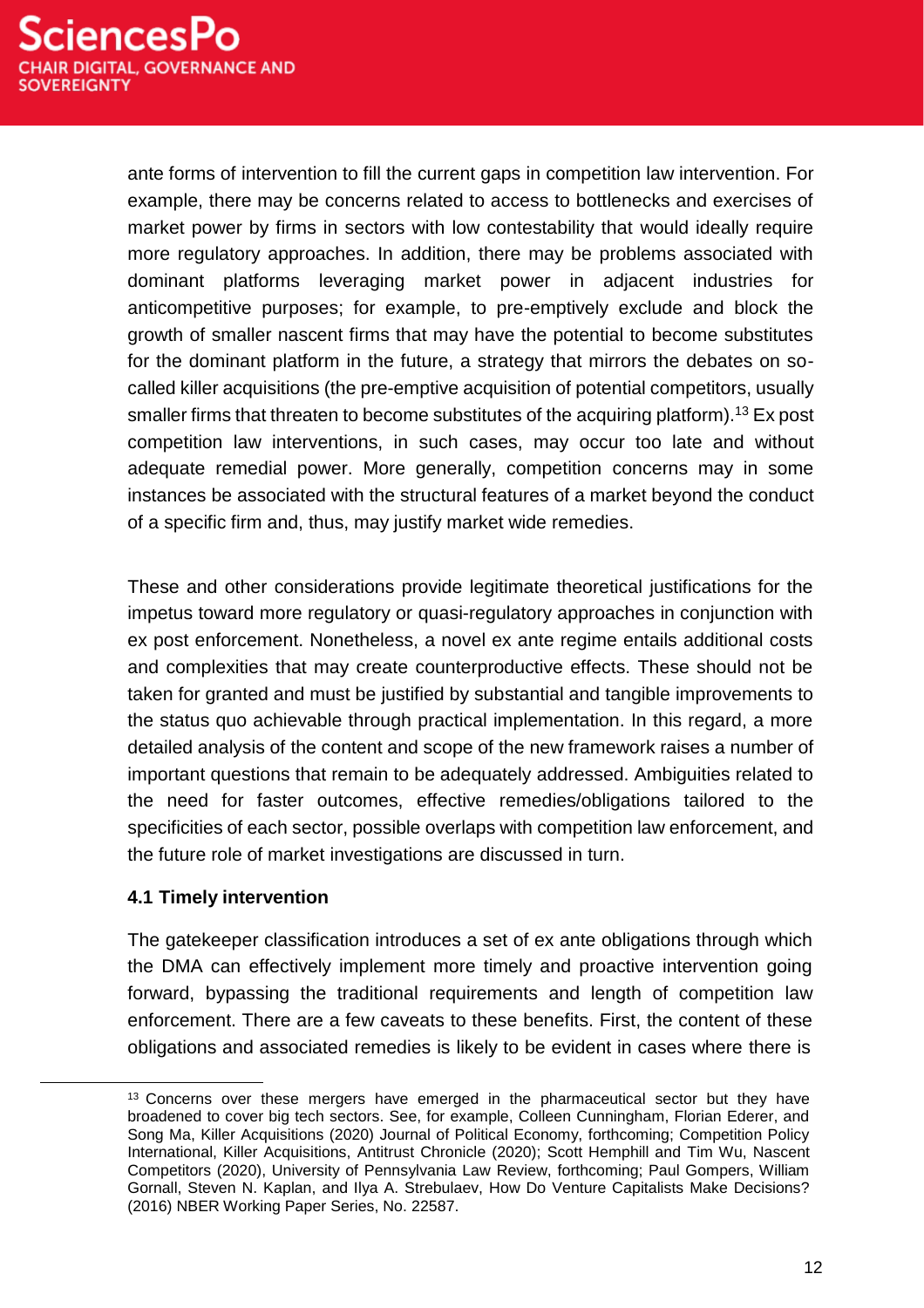ante forms of intervention to fill the current gaps in competition law intervention. For example, there may be concerns related to access to bottlenecks and exercises of market power by firms in sectors with low contestability that would ideally require more regulatory approaches. In addition, there may be problems associated with dominant platforms leveraging market power in adjacent industries for anticompetitive purposes; for example, to pre-emptively exclude and block the growth of smaller nascent firms that may have the potential to become substitutes for the dominant platform in the future, a strategy that mirrors the debates on so-called killer acquisitions (the pre-emptive acquisition of potential competitors, usually smaller firms that threaten to become substitutes of the acquiring platform).[13] Ex post competition law interventions, in such cases, may occur too late and without adequate remedial power. More generally, competition concerns may in some instances be associated with the structural features of a market beyond the conduct of a specific firm and, thus, may justify market wide remedies.

These and other considerations provide legitimate theoretical justifications for the impetus toward more regulatory or quasi-regulatory approaches in conjunction with ex post enforcement. Nonetheless, a novel ex ante regime entails additional costs and complexities that may create counterproductive effects. These should not be taken for granted and must be justified by substantial and tangible improvements to the status quo achievable through practical implementation. In this regard, a more detailed analysis of the content and scope of the new framework raises a number of important questions that remain to be adequately addressed. Ambiguities related to the need for faster outcomes, effective remedies/obligations tailored to the specificities of each sector, possible overlaps with competition law enforcement, and the future role of market investigations are discussed in turn.

### 4.1 Timely intervention

The gatekeeper classification introduces a set of ex ante obligations through which the DMA can effectively implement more timely and proactive intervention going forward, bypassing the traditional requirements and length of competition law enforcement. There are a few caveats to these benefits. First, the content of these obligations and associated remedies is likely to be evident in cases where there is

---

[13] Concerns over these mergers have emerged in the pharmaceutical sector but they have broadened to cover big tech sectors. See, for example, Colleen Cunningham, Florian Ederer, and Song Ma, Killer Acquisitions (2020) Journal of Political Economy, forthcoming; Competition Policy International, Killer Acquisitions, Antitrust Chronicle (2020); Scott Hemphill and Tim Wu, Nascent Competitors (2020), University of Pennsylvania Law Review, forthcoming; Paul Gompers, William Gornall, Steven N. Kaplan, and Ilya A. Strebulaev, How Do Venture Capitalists Make Decisions? (2016) NBER Working Paper Series, No. 22587.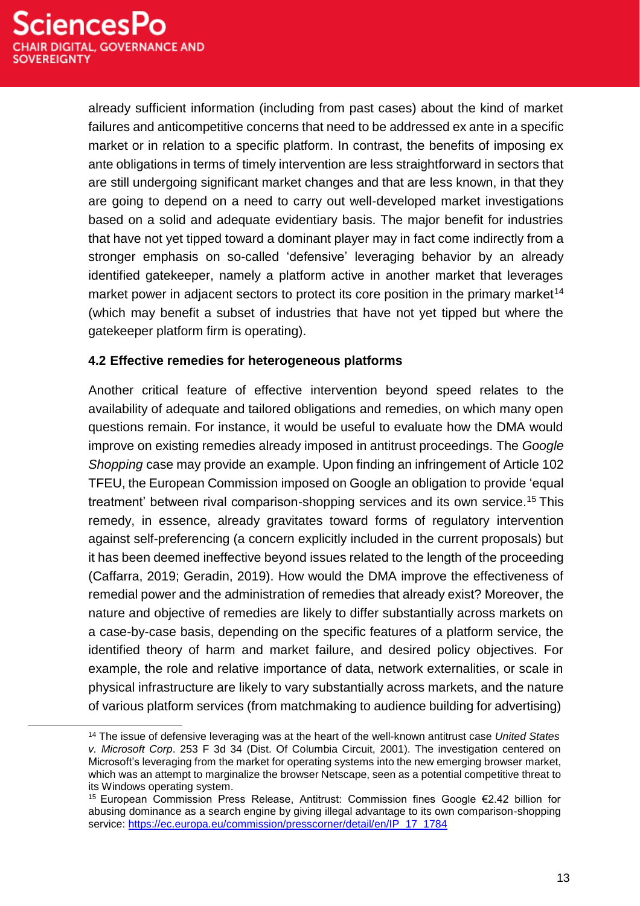already sufficient information (including from past cases) about the kind of market failures and anticompetitive concerns that need to be addressed ex ante in a specific market or in relation to a specific platform. In contrast, the benefits of imposing ex ante obligations in terms of timely intervention are less straightforward in sectors that are still undergoing significant market changes and that are less known, in that they are going to depend on a need to carry out well-developed market investigations based on a solid and adequate evidentiary basis. The major benefit for industries that have not yet tipped toward a dominant player may in fact come indirectly from a stronger emphasis on so-called 'defensive' leveraging behavior by an already identified gatekeeper, namely a platform active in another market that leverages market power in adjacent sectors to protect its core position in the primary market[14] (which may benefit a subset of industries that have not yet tipped but where the gatekeeper platform firm is operating).

### 4.2 Effective remedies for heterogeneous platforms

Another critical feature of effective intervention beyond speed relates to the availability of adequate and tailored obligations and remedies, on which many open questions remain. For instance, it would be useful to evaluate how the DMA would improve on existing remedies already imposed in antitrust proceedings. The *Google Shopping* case may provide an example. Upon finding an infringement of Article 102 TFEU, the European Commission imposed on Google an obligation to provide 'equal treatment' between rival comparison-shopping services and its own service.[15] This remedy, in essence, already gravitates toward forms of regulatory intervention against self-preferencing (a concern explicitly included in the current proposals) but it has been deemed ineffective beyond issues related to the length of the proceeding (Caffarra, 2019; Geradin, 2019). How would the DMA improve the effectiveness of remedial power and the administration of remedies that already exist? Moreover, the nature and objective of remedies are likely to differ substantially across markets on a case-by-case basis, depending on the specific features of a platform service, the identified theory of harm and market failure, and desired policy objectives. For example, the role and relative importance of data, network externalities, or scale in physical infrastructure are likely to vary substantially across markets, and the nature of various platform services (from matchmaking to audience building for advertising)

---

[14] The issue of defensive leveraging was at the heart of the well-known antitrust case *United States v. Microsoft Corp*. 253 F 3d 34 (Dist. Of Columbia Circuit, 2001). The investigation centered on Microsoft's leveraging from the market for operating systems into the new emerging browser market, which was an attempt to marginalize the browser Netscape, seen as a potential competitive threat to its Windows operating system.

[15] European Commission Press Release, Antitrust: Commission fines Google €2.42 billion for abusing dominance as a search engine by giving illegal advantage to its own comparison-shopping service: https://ec.europa.eu/commission/presscorner/detail/en/IP_17_1784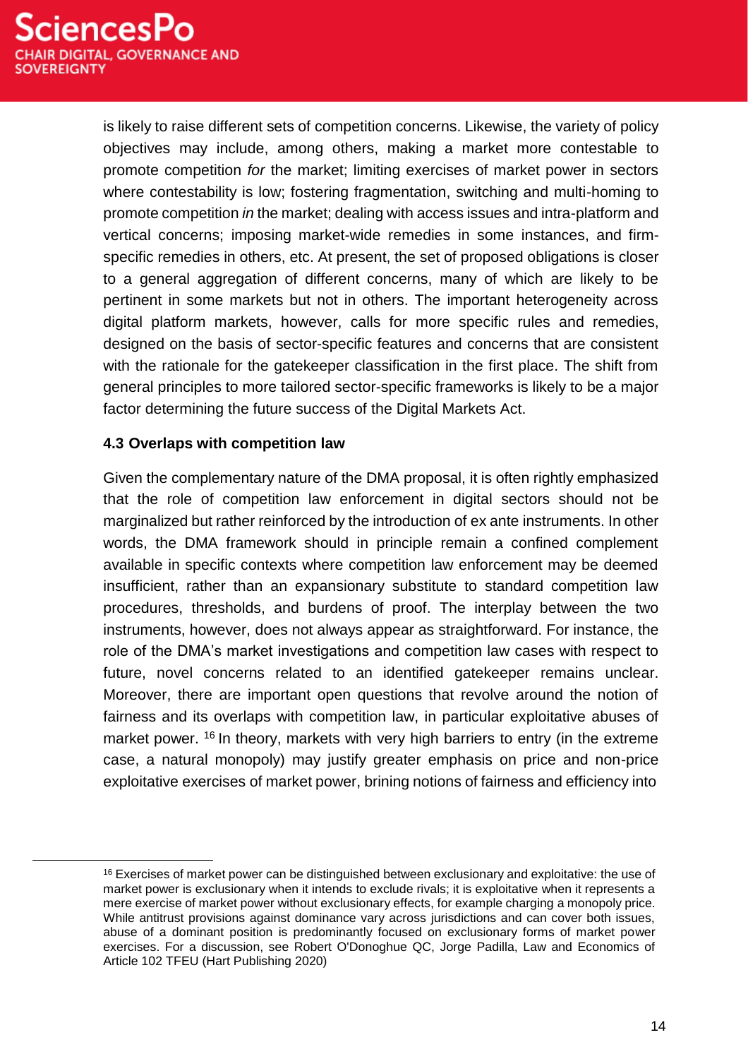is likely to raise different sets of competition concerns. Likewise, the variety of policy objectives may include, among others, making a market more contestable to promote competition *for* the market; limiting exercises of market power in sectors where contestability is low; fostering fragmentation, switching and multi-homing to promote competition *in* the market; dealing with access issues and intra-platform and vertical concerns; imposing market-wide remedies in some instances, and firm-specific remedies in others, etc. At present, the set of proposed obligations is closer to a general aggregation of different concerns, many of which are likely to be pertinent in some markets but not in others. The important heterogeneity across digital platform markets, however, calls for more specific rules and remedies, designed on the basis of sector-specific features and concerns that are consistent with the rationale for the gatekeeper classification in the first place. The shift from general principles to more tailored sector-specific frameworks is likely to be a major factor determining the future success of the Digital Markets Act.

### 4.3 Overlaps with competition law

Given the complementary nature of the DMA proposal, it is often rightly emphasized that the role of competition law enforcement in digital sectors should not be marginalized but rather reinforced by the introduction of ex ante instruments. In other words, the DMA framework should in principle remain a confined complement available in specific contexts where competition law enforcement may be deemed insufficient, rather than an expansionary substitute to standard competition law procedures, thresholds, and burdens of proof. The interplay between the two instruments, however, does not always appear as straightforward. For instance, the role of the DMA's market investigations and competition law cases with respect to future, novel concerns related to an identified gatekeeper remains unclear. Moreover, there are important open questions that revolve around the notion of fairness and its overlaps with competition law, in particular exploitative abuses of market power. [16] In theory, markets with very high barriers to entry (in the extreme case, a natural monopoly) may justify greater emphasis on price and non-price exploitative exercises of market power, brining notions of fairness and efficiency into

[16] Exercises of market power can be distinguished between exclusionary and exploitative: the use of market power is exclusionary when it intends to exclude rivals; it is exploitative when it represents a mere exercise of market power without exclusionary effects, for example charging a monopoly price. While antitrust provisions against dominance vary across jurisdictions and can cover both issues, abuse of a dominant position is predominantly focused on exclusionary forms of market power exercises. For a discussion, see Robert O'Donoghue QC, Jorge Padilla, Law and Economics of Article 102 TFEU (Hart Publishing 2020)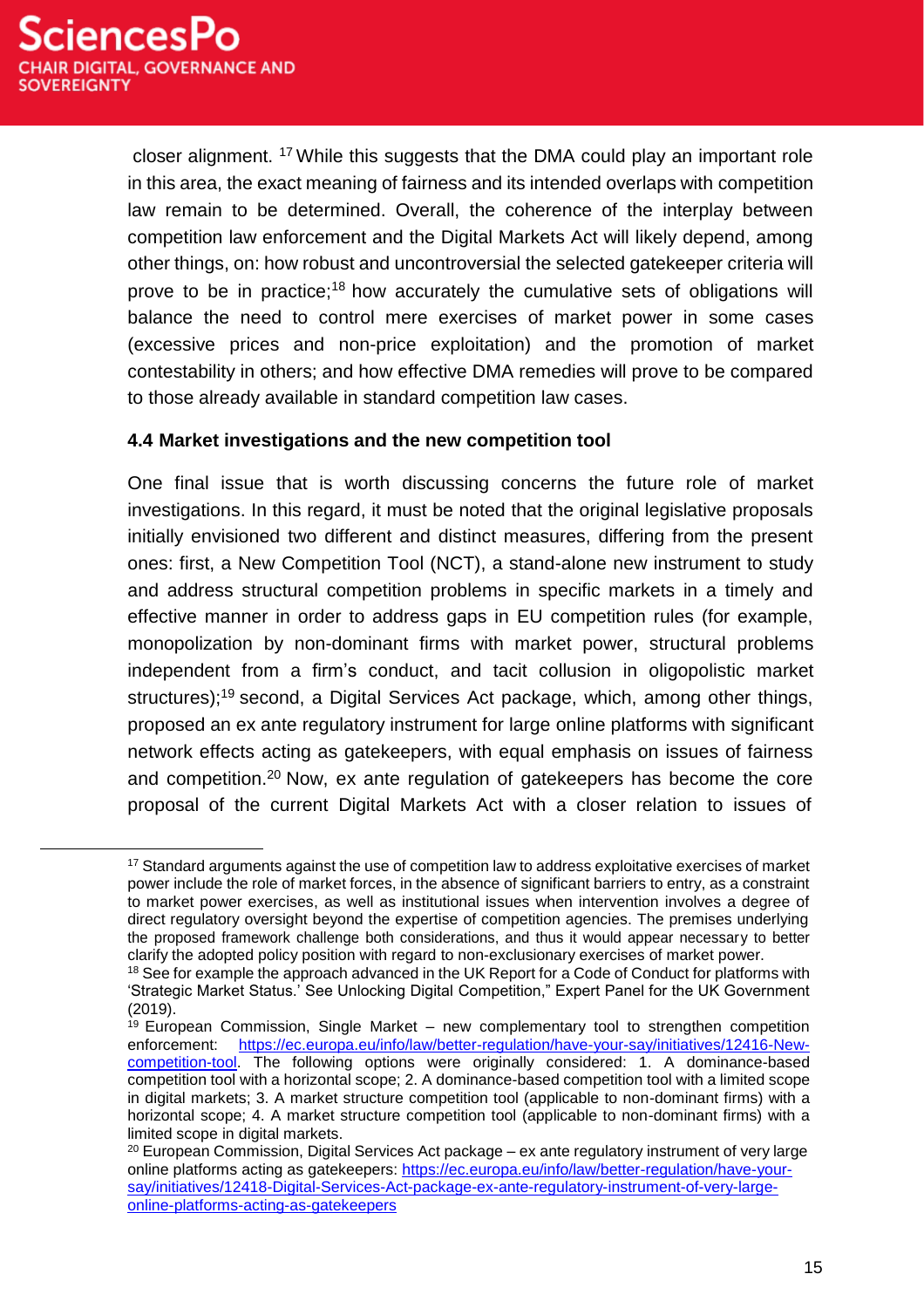closer alignment. [17] While this suggests that the DMA could play an important role in this area, the exact meaning of fairness and its intended overlaps with competition law remain to be determined. Overall, the coherence of the interplay between competition law enforcement and the Digital Markets Act will likely depend, among other things, on: how robust and uncontroversial the selected gatekeeper criteria will prove to be in practice;[18] how accurately the cumulative sets of obligations will balance the need to control mere exercises of market power in some cases (excessive prices and non-price exploitation) and the promotion of market contestability in others; and how effective DMA remedies will prove to be compared to those already available in standard competition law cases.

### 4.4 Market investigations and the new competition tool

One final issue that is worth discussing concerns the future role of market investigations. In this regard, it must be noted that the original legislative proposals initially envisioned two different and distinct measures, differing from the present ones: first, a New Competition Tool (NCT), a stand-alone new instrument to study and address structural competition problems in specific markets in a timely and effective manner in order to address gaps in EU competition rules (for example, monopolization by non-dominant firms with market power, structural problems independent from a firm's conduct, and tacit collusion in oligopolistic market structures);[19] second, a Digital Services Act package, which, among other things, proposed an ex ante regulatory instrument for large online platforms with significant network effects acting as gatekeepers, with equal emphasis on issues of fairness and competition.[20] Now, ex ante regulation of gatekeepers has become the core proposal of the current Digital Markets Act with a closer relation to issues of

---

[17] Standard arguments against the use of competition law to address exploitative exercises of market power include the role of market forces, in the absence of significant barriers to entry, as a constraint to market power exercises, as well as institutional issues when intervention involves a degree of direct regulatory oversight beyond the expertise of competition agencies. The premises underlying the proposed framework challenge both considerations, and thus it would appear necessary to better clarify the adopted policy position with regard to non-exclusionary exercises of market power.

[18] See for example the approach advanced in the UK Report for a Code of Conduct for platforms with 'Strategic Market Status.' See Unlocking Digital Competition," Expert Panel for the UK Government (2019).

[19] European Commission, Single Market – new complementary tool to strengthen competition enforcement: https://ec.europa.eu/info/law/better-regulation/have-your-say/initiatives/12416-New-competition-tool. The following options were originally considered: 1. A dominance-based competition tool with a horizontal scope; 2. A dominance-based competition tool with a limited scope in digital markets; 3. A market structure competition tool (applicable to non-dominant firms) with a horizontal scope; 4. A market structure competition tool (applicable to non-dominant firms) with a limited scope in digital markets.

[20] European Commission, Digital Services Act package – ex ante regulatory instrument of very large online platforms acting as gatekeepers: https://ec.europa.eu/info/law/better-regulation/have-your-say/initiatives/12418-Digital-Services-Act-package-ex-ante-regulatory-instrument-of-very-large-online-platforms-acting-as-gatekeepers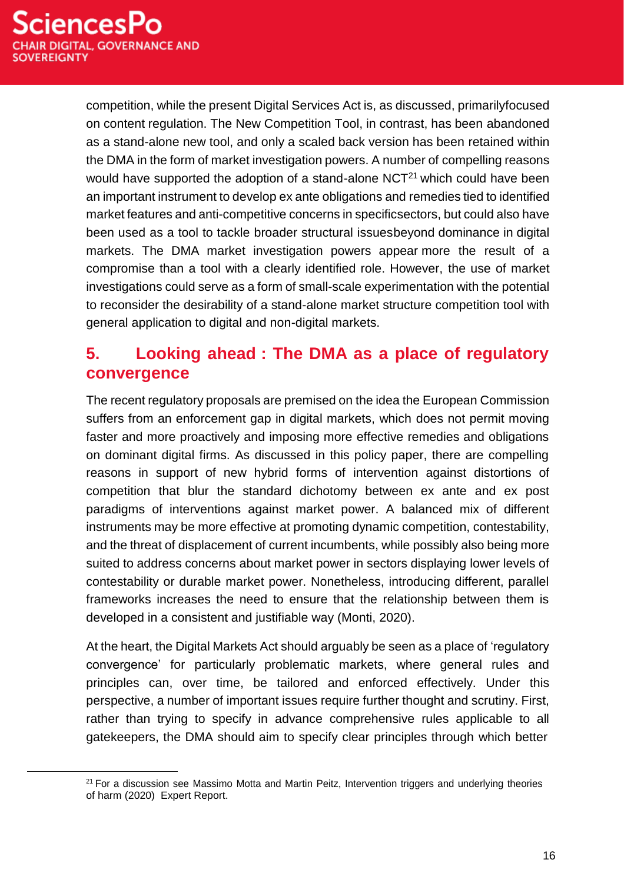competition, while the present Digital Services Act is, as discussed, primarilyfocused on content regulation. The New Competition Tool, in contrast, has been abandoned as a stand-alone new tool, and only a scaled back version has been retained within the DMA in the form of market investigation powers. A number of compelling reasons would have supported the adoption of a stand-alone NCT[21] which could have been an important instrument to develop ex ante obligations and remedies tied to identified market features and anti-competitive concerns in specificsectors, but could also have been used as a tool to tackle broader structural issuesbeyond dominance in digital markets. The DMA market investigation powers appear more the result of a compromise than a tool with a clearly identified role. However, the use of market investigations could serve as a form of small-scale experimentation with the potential to reconsider the desirability of a stand-alone market structure competition tool with general application to digital and non-digital markets.

## 5. Looking ahead : The DMA as a place of regulatory convergence

The recent regulatory proposals are premised on the idea the European Commission suffers from an enforcement gap in digital markets, which does not permit moving faster and more proactively and imposing more effective remedies and obligations on dominant digital firms. As discussed in this policy paper, there are compelling reasons in support of new hybrid forms of intervention against distortions of competition that blur the standard dichotomy between ex ante and ex post paradigms of interventions against market power. A balanced mix of different instruments may be more effective at promoting dynamic competition, contestability, and the threat of displacement of current incumbents, while possibly also being more suited to address concerns about market power in sectors displaying lower levels of contestability or durable market power. Nonetheless, introducing different, parallel frameworks increases the need to ensure that the relationship between them is developed in a consistent and justifiable way (Monti, 2020).

At the heart, the Digital Markets Act should arguably be seen as a place of 'regulatory convergence' for particularly problematic markets, where general rules and principles can, over time, be tailored and enforced effectively. Under this perspective, a number of important issues require further thought and scrutiny. First, rather than trying to specify in advance comprehensive rules applicable to all gatekeepers, the DMA should aim to specify clear principles through which better

[21] For a discussion see Massimo Motta and Martin Peitz, Intervention triggers and underlying theories of harm (2020) Expert Report.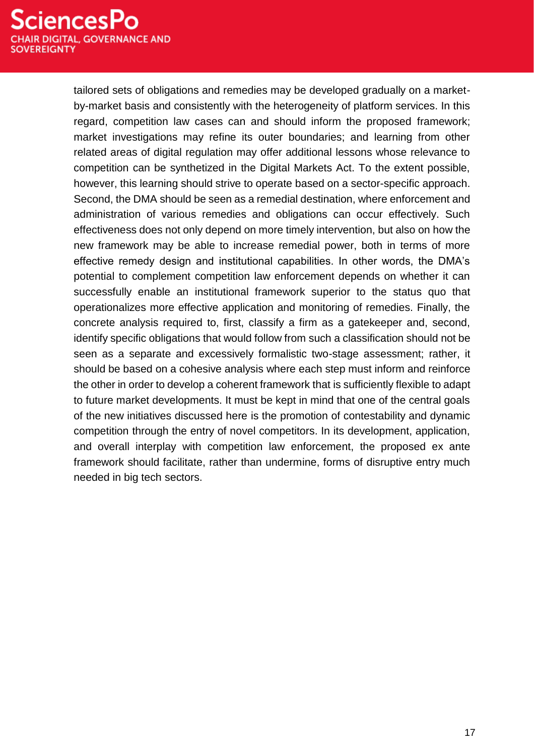tailored sets of obligations and remedies may be developed gradually on a market-by-market basis and consistently with the heterogeneity of platform services. In this regard, competition law cases can and should inform the proposed framework; market investigations may refine its outer boundaries; and learning from other related areas of digital regulation may offer additional lessons whose relevance to competition can be synthetized in the Digital Markets Act. To the extent possible, however, this learning should strive to operate based on a sector-specific approach. Second, the DMA should be seen as a remedial destination, where enforcement and administration of various remedies and obligations can occur effectively. Such effectiveness does not only depend on more timely intervention, but also on how the new framework may be able to increase remedial power, both in terms of more effective remedy design and institutional capabilities. In other words, the DMA's potential to complement competition law enforcement depends on whether it can successfully enable an institutional framework superior to the status quo that operationalizes more effective application and monitoring of remedies. Finally, the concrete analysis required to, first, classify a firm as a gatekeeper and, second, identify specific obligations that would follow from such a classification should not be seen as a separate and excessively formalistic two-stage assessment; rather, it should be based on a cohesive analysis where each step must inform and reinforce the other in order to develop a coherent framework that is sufficiently flexible to adapt to future market developments. It must be kept in mind that one of the central goals of the new initiatives discussed here is the promotion of contestability and dynamic competition through the entry of novel competitors. In its development, application, and overall interplay with competition law enforcement, the proposed ex ante framework should facilitate, rather than undermine, forms of disruptive entry much needed in big tech sectors.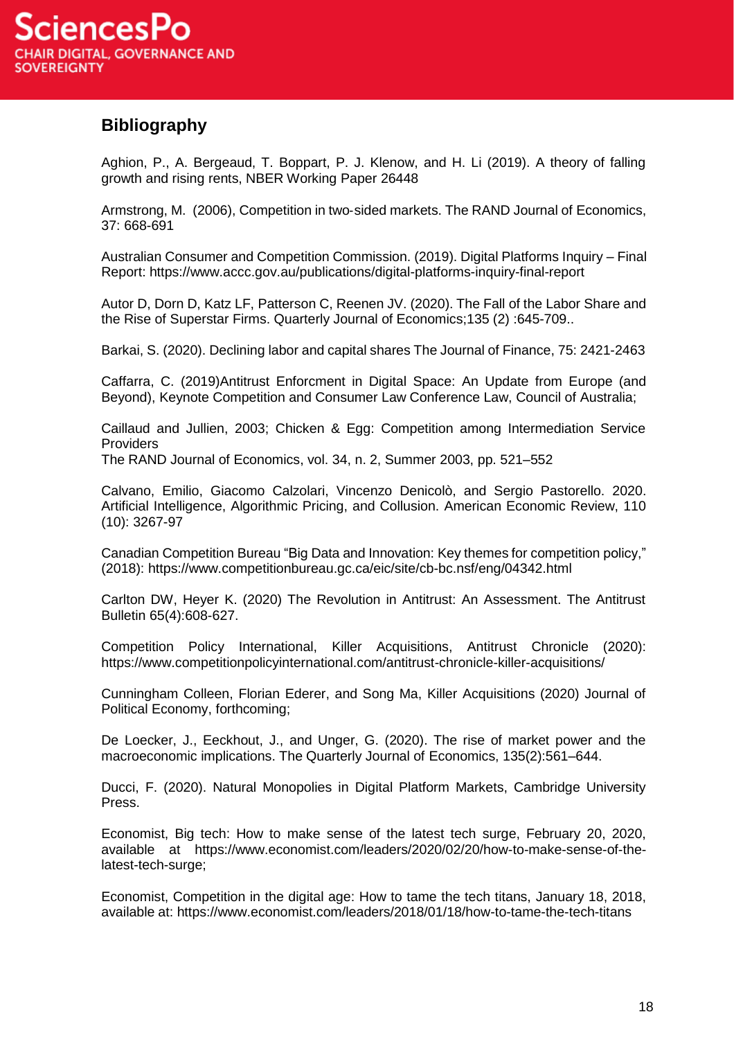## Bibliography

Aghion, P., A. Bergeaud, T. Boppart, P. J. Klenow, and H. Li (2019). A theory of falling growth and rising rents, NBER Working Paper 26448

Armstrong, M. (2006), Competition in two-sided markets. The RAND Journal of Economics, 37: 668-691

Australian Consumer and Competition Commission. (2019). Digital Platforms Inquiry – Final Report: https://www.accc.gov.au/publications/digital-platforms-inquiry-final-report

Autor D, Dorn D, Katz LF, Patterson C, Reenen JV. (2020). The Fall of the Labor Share and the Rise of Superstar Firms. Quarterly Journal of Economics;135 (2) :645-709..

Barkai, S. (2020). Declining labor and capital shares The Journal of Finance, 75: 2421-2463

Caffarra, C. (2019)Antitrust Enforcment in Digital Space: An Update from Europe (and Beyond), Keynote Competition and Consumer Law Conference Law, Council of Australia;

Caillaud and Jullien, 2003; Chicken & Egg: Competition among Intermediation Service Providers
The RAND Journal of Economics, vol. 34, n. 2, Summer 2003, pp. 521–552

Calvano, Emilio, Giacomo Calzolari, Vincenzo Denicolò, and Sergio Pastorello. 2020. Artificial Intelligence, Algorithmic Pricing, and Collusion. American Economic Review, 110 (10): 3267-97

Canadian Competition Bureau "Big Data and Innovation: Key themes for competition policy," (2018): https://www.competitionbureau.gc.ca/eic/site/cb-bc.nsf/eng/04342.html

Carlton DW, Heyer K. (2020) The Revolution in Antitrust: An Assessment. The Antitrust Bulletin 65(4):608-627.

Competition Policy International, Killer Acquisitions, Antitrust Chronicle (2020): https://www.competitionpolicyinternational.com/antitrust-chronicle-killer-acquisitions/

Cunningham Colleen, Florian Ederer, and Song Ma, Killer Acquisitions (2020) Journal of Political Economy, forthcoming;

De Loecker, J., Eeckhout, J., and Unger, G. (2020). The rise of market power and the macroeconomic implications. The Quarterly Journal of Economics, 135(2):561–644.

Ducci, F. (2020). Natural Monopolies in Digital Platform Markets, Cambridge University Press.

Economist, Big tech: How to make sense of the latest tech surge, February 20, 2020, available at https://www.economist.com/leaders/2020/02/20/how-to-make-sense-of-the-latest-tech-surge;

Economist, Competition in the digital age: How to tame the tech titans, January 18, 2018, available at: https://www.economist.com/leaders/2018/01/18/how-to-tame-the-tech-titans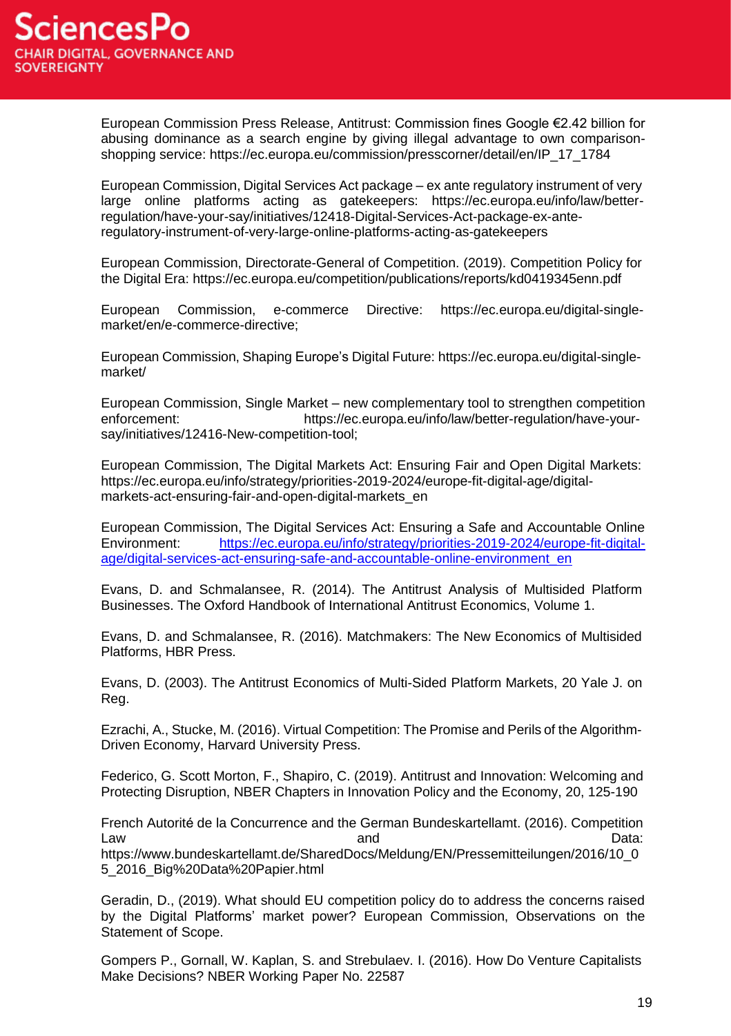European Commission Press Release, Antitrust: Commission fines Google €2.42 billion for abusing dominance as a search engine by giving illegal advantage to own comparison-shopping service: https://ec.europa.eu/commission/presscorner/detail/en/IP_17_1784

European Commission, Digital Services Act package – ex ante regulatory instrument of very large online platforms acting as gatekeepers: https://ec.europa.eu/info/law/better-regulation/have-your-say/initiatives/12418-Digital-Services-Act-package-ex-ante-regulatory-instrument-of-very-large-online-platforms-acting-as-gatekeepers

European Commission, Directorate-General of Competition. (2019). Competition Policy for the Digital Era: https://ec.europa.eu/competition/publications/reports/kd0419345enn.pdf

European Commission, e-commerce Directive: https://ec.europa.eu/digital-single-market/en/e-commerce-directive;

European Commission, Shaping Europe's Digital Future: https://ec.europa.eu/digital-single-market/

European Commission, Single Market – new complementary tool to strengthen competition enforcement: https://ec.europa.eu/info/law/better-regulation/have-your-say/initiatives/12416-New-competition-tool;

European Commission, The Digital Markets Act: Ensuring Fair and Open Digital Markets: https://ec.europa.eu/info/strategy/priorities-2019-2024/europe-fit-digital-age/digital-markets-act-ensuring-fair-and-open-digital-markets_en

European Commission, The Digital Services Act: Ensuring a Safe and Accountable Online Environment: https://ec.europa.eu/info/strategy/priorities-2019-2024/europe-fit-digital-age/digital-services-act-ensuring-safe-and-accountable-online-environment_en

Evans, D. and Schmalansee, R. (2014). The Antitrust Analysis of Multisided Platform Businesses. The Oxford Handbook of International Antitrust Economics, Volume 1.

Evans, D. and Schmalansee, R. (2016). Matchmakers: The New Economics of Multisided Platforms, HBR Press.

Evans, D. (2003). The Antitrust Economics of Multi-Sided Platform Markets, 20 Yale J. on Reg.

Ezrachi, A., Stucke, M. (2016). Virtual Competition: The Promise and Perils of the Algorithm-Driven Economy, Harvard University Press.

Federico, G. Scott Morton, F., Shapiro, C. (2019). Antitrust and Innovation: Welcoming and Protecting Disruption, NBER Chapters in Innovation Policy and the Economy, 20, 125-190

French Autorité de la Concurrence and the German Bundeskartellamt. (2016). Competition Law and Data: https://www.bundeskartellamt.de/SharedDocs/Meldung/EN/Pressemitteilungen/2016/10_05_2016_Big%20Data%20Papier.html

Geradin, D., (2019). What should EU competition policy do to address the concerns raised by the Digital Platforms' market power? European Commission, Observations on the Statement of Scope.

Gompers P., Gornall, W. Kaplan, S. and Strebulaev. I. (2016). How Do Venture Capitalists Make Decisions? NBER Working Paper No. 22587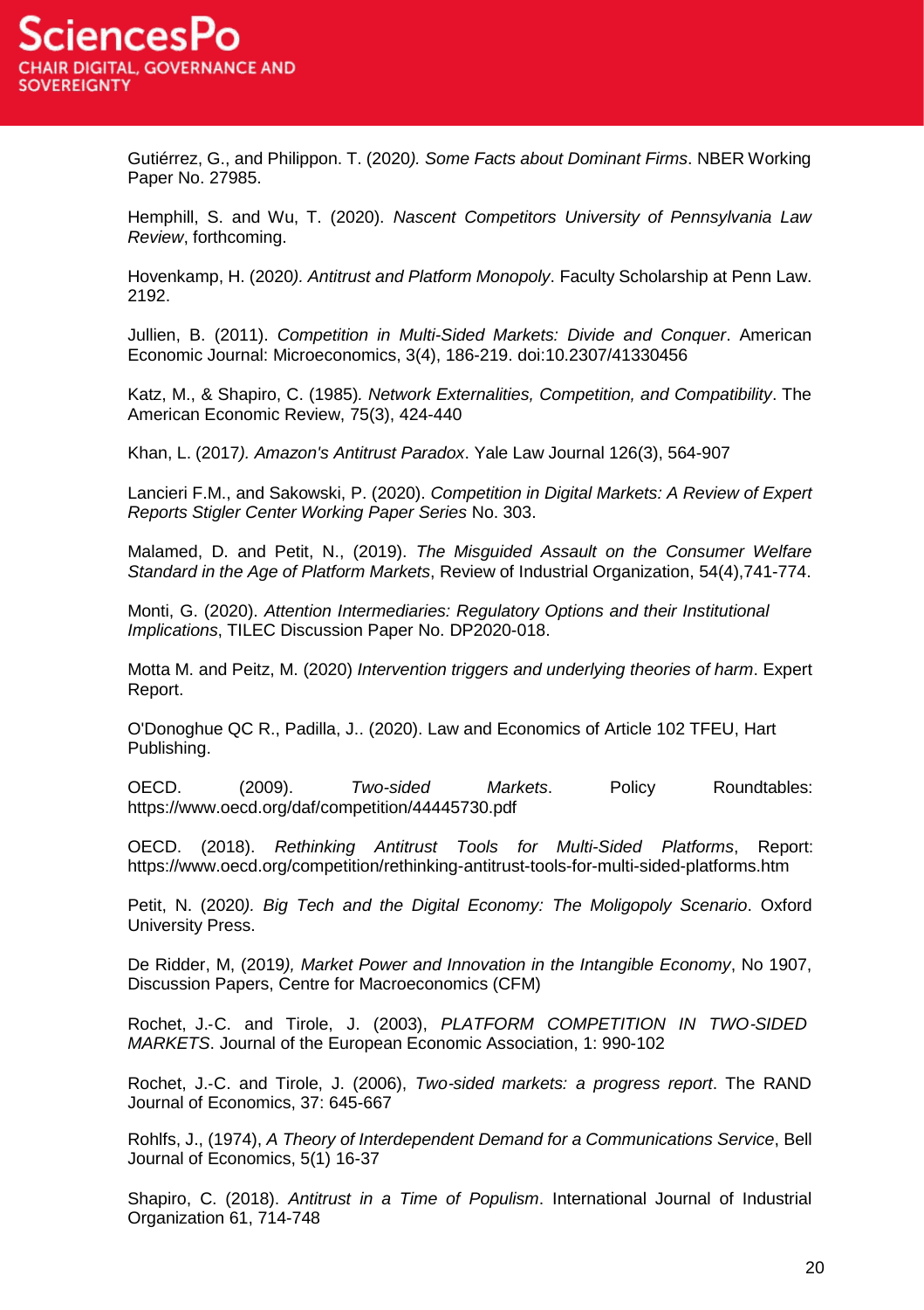Gutiérrez, G., and Philippon. T. (2020*). Some Facts about Dominant Firms*. NBER Working Paper No. 27985.

Hemphill, S. and Wu, T. (2020). *Nascent Competitors University of Pennsylvania Law Review*, forthcoming.

Hovenkamp, H. (2020*). Antitrust and Platform Monopoly*. Faculty Scholarship at Penn Law. 2192.

Jullien, B. (2011). *Competition in Multi-Sided Markets: Divide and Conquer*. American Economic Journal: Microeconomics, 3(4), 186-219. doi:10.2307/41330456

Katz, M., & Shapiro, C. (1985)*. Network Externalities, Competition, and Compatibility*. The American Economic Review, 75(3), 424-440

Khan, L. (2017*). Amazon's Antitrust Paradox*. Yale Law Journal 126(3), 564-907

Lancieri F.M., and Sakowski, P. (2020). *Competition in Digital Markets: A Review of Expert Reports Stigler Center Working Paper Series* No. 303.

Malamed, D. and Petit, N., (2019). *The Misguided Assault on the Consumer Welfare Standard in the Age of Platform Markets*, Review of Industrial Organization, 54(4),741-774.

Monti, G. (2020). *Attention Intermediaries: Regulatory Options and their Institutional Implications*, TILEC Discussion Paper No. DP2020-018.

Motta M. and Peitz, M. (2020) *Intervention triggers and underlying theories of harm*. Expert Report.

O'Donoghue QC R., Padilla, J.. (2020). Law and Economics of Article 102 TFEU, Hart Publishing.

OECD. (2009). *Two-sided Markets*. Policy Roundtables: https://www.oecd.org/daf/competition/44445730.pdf

OECD. (2018). *Rethinking Antitrust Tools for Multi-Sided Platforms*, Report: https://www.oecd.org/competition/rethinking-antitrust-tools-for-multi-sided-platforms.htm

Petit, N. (2020*). Big Tech and the Digital Economy: The Moligopoly Scenario*. Oxford University Press.

De Ridder, M, (2019*), Market Power and Innovation in the Intangible Economy*, No 1907, Discussion Papers, Centre for Macroeconomics (CFM)

Rochet, J.-C. and Tirole, J. (2003), *PLATFORM COMPETITION IN TWO-SIDED MARKETS*. Journal of the European Economic Association, 1: 990-102

Rochet, J.-C. and Tirole, J. (2006), *Two-sided markets: a progress report*. The RAND Journal of Economics, 37: 645-667

Rohlfs, J., (1974), *A Theory of Interdependent Demand for a Communications Service*, Bell Journal of Economics, 5(1) 16-37

Shapiro, C. (2018). *Antitrust in a Time of Populism*. International Journal of Industrial Organization 61, 714-748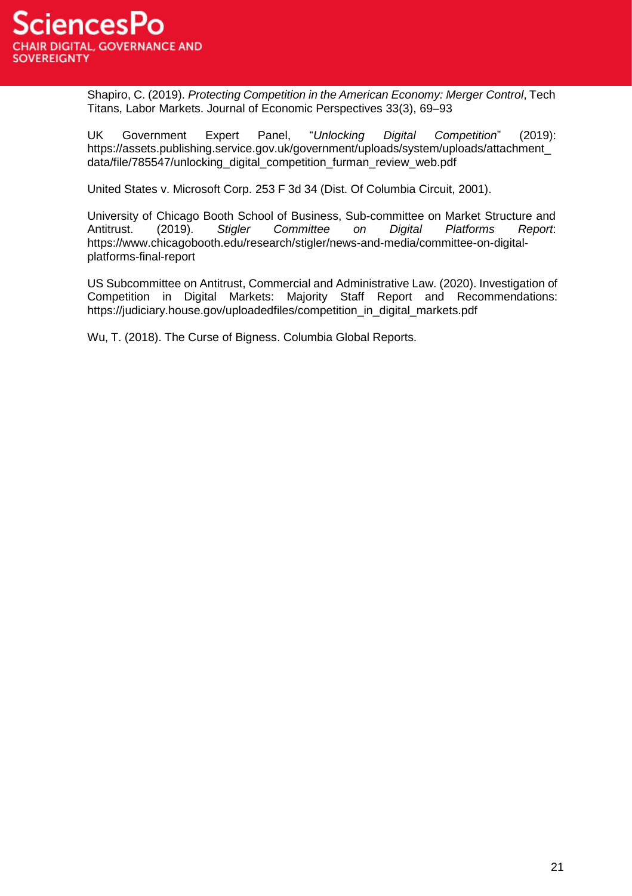Shapiro, C. (2019). *Protecting Competition in the American Economy: Merger Control*, Tech Titans, Labor Markets. Journal of Economic Perspectives 33(3), 69–93

UK Government Expert Panel, "*Unlocking Digital Competition*" (2019): https://assets.publishing.service.gov.uk/government/uploads/system/uploads/attachment_data/file/785547/unlocking_digital_competition_furman_review_web.pdf

United States v. Microsoft Corp. 253 F 3d 34 (Dist. Of Columbia Circuit, 2001).

University of Chicago Booth School of Business, Sub-committee on Market Structure and Antitrust. (2019). *Stigler Committee on Digital Platforms Report*: https://www.chicagobooth.edu/research/stigler/news-and-media/committee-on-digital-platforms-final-report

US Subcommittee on Antitrust, Commercial and Administrative Law. (2020). Investigation of Competition in Digital Markets: Majority Staff Report and Recommendations: https://judiciary.house.gov/uploadedfiles/competition_in_digital_markets.pdf

Wu, T. (2018). The Curse of Bigness. Columbia Global Reports.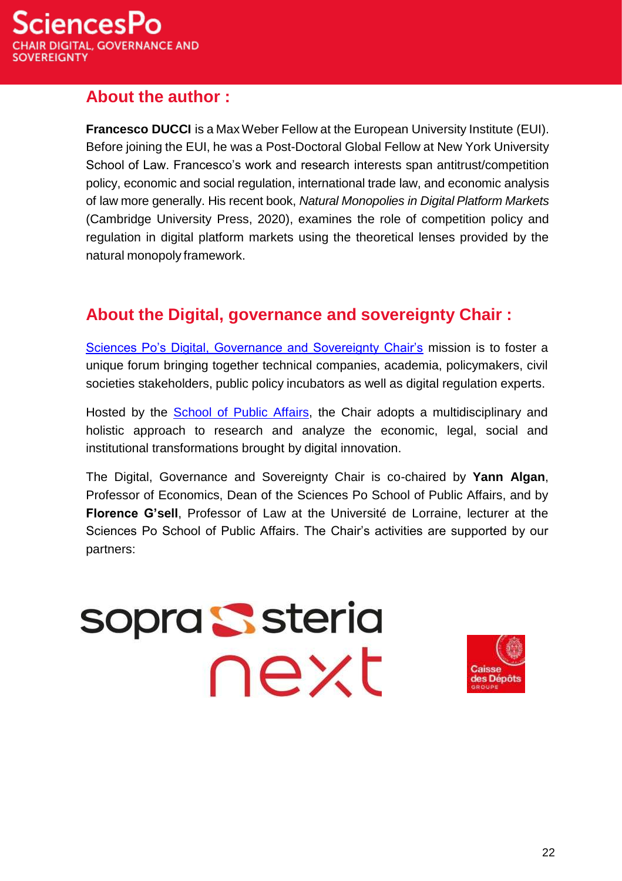## About the author :

**Francesco DUCCI** is a Max Weber Fellow at the European University Institute (EUI). Before joining the EUI, he was a Post-Doctoral Global Fellow at New York University School of Law. Francesco's work and research interests span antitrust/competition policy, economic and social regulation, international trade law, and economic analysis of law more generally. His recent book, *Natural Monopolies in Digital Platform Markets* (Cambridge University Press, 2020), examines the role of competition policy and regulation in digital platform markets using the theoretical lenses provided by the natural monopoly framework.

## About the Digital, governance and sovereignty Chair :

Sciences Po's Digital, Governance and Sovereignty Chair's mission is to foster a unique forum bringing together technical companies, academia, policymakers, civil societies stakeholders, public policy incubators as well as digital regulation experts.

Hosted by the School of Public Affairs, the Chair adopts a multidisciplinary and holistic approach to research and analyze the economic, legal, social and institutional transformations brought by digital innovation.

The Digital, Governance and Sovereignty Chair is co-chaired by **Yann Algan**, Professor of Economics, Dean of the Sciences Po School of Public Affairs, and by **Florence G'sell**, Professor of Law at the Université de Lorraine, lecturer at the Sciences Po School of Public Affairs. The Chair's activities are supported by our partners: